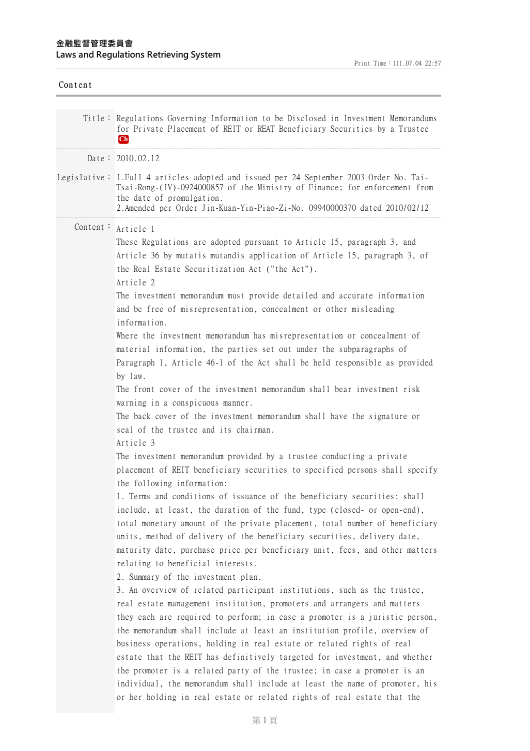**金融監督管理委員會**
**Laws and Regulations Retrieving System**

Print Time：111.07.04 22:57

Content

| | |
|---|---|
| Title： | Regulations Governing Information to be Disclosed in Investment Memorandums for Private Placement of REIT or REAT Beneficiary Securities by a Trustee Ch |
| Date： | 2010.02.12 |
| Legislative： | 1.Full 4 articles adopted and issued per 24 September 2003 Order No. Tai-Tsai-Rong-(IV)-0924000857 of the Ministry of Finance; for enforcement from the date of promulgation.<br>2.Amended per Order Jin-Kuan-Yin-Piao-Zi-No. 09940000370 dated 2010/02/12 |

Content：

Article 1

These Regulations are adopted pursuant to Article 15, paragraph 3, and Article 36 by mutatis mutandis application of Article 15, paragraph 3, of the Real Estate Securitization Act ("the Act").

Article 2

The investment memorandum must provide detailed and accurate information and be free of misrepresentation, concealment or other misleading information.

Where the investment memorandum has misrepresentation or concealment of material information, the parties set out under the subparagraphs of Paragraph 1, Article 46-1 of the Act shall be held responsible as provided by law.

The front cover of the investment memorandum shall bear investment risk warning in a conspicuous manner.

The back cover of the investment memorandum shall have the signature or seal of the trustee and its chairman.

Article 3

The investment memorandum provided by a trustee conducting a private placement of REIT beneficiary securities to specified persons shall specify the following information:

1. Terms and conditions of issuance of the beneficiary securities: shall include, at least, the duration of the fund, type (closed- or open-end), total monetary amount of the private placement, total number of beneficiary units, method of delivery of the beneficiary securities, delivery date, maturity date, purchase price per beneficiary unit, fees, and other matters relating to beneficial interests.

2. Summary of the investment plan.

3. An overview of related participant institutions, such as the trustee, real estate management institution, promoters and arrangers and matters they each are required to perform; in case a promoter is a juristic person, the memorandum shall include at least an institution profile, overview of business operations, holding in real estate or related rights of real estate that the REIT has definitively targeted for investment, and whether the promoter is a related party of the trustee; in case a promoter is an individual, the memorandum shall include at least the name of promoter, his or her holding in real estate or related rights of real estate that the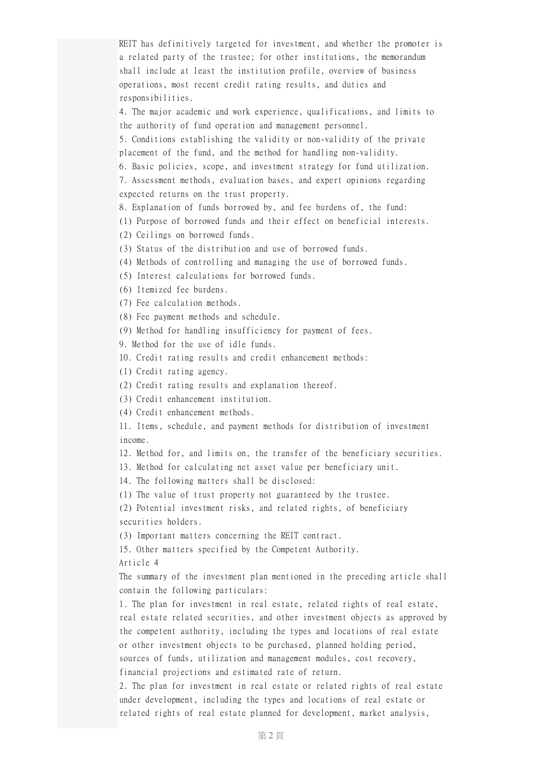REIT has definitively targeted for investment, and whether the promoter is a related party of the trustee; for other institutions, the memorandum shall include at least the institution profile, overview of business operations, most recent credit rating results, and duties and responsibilities.

4. The major academic and work experience, qualifications, and limits to the authority of fund operation and management personnel.

5. Conditions establishing the validity or non-validity of the private placement of the fund, and the method for handling non-validity.

6. Basic policies, scope, and investment strategy for fund utilization.

7. Assessment methods, evaluation bases, and expert opinions regarding expected returns on the trust property.

8. Explanation of funds borrowed by, and fee burdens of, the fund:

(1) Purpose of borrowed funds and their effect on beneficial interests.

(2) Ceilings on borrowed funds.

(3) Status of the distribution and use of borrowed funds.

(4) Methods of controlling and managing the use of borrowed funds.

(5) Interest calculations for borrowed funds.

(6) Itemized fee burdens.

(7) Fee calculation methods.

(8) Fee payment methods and schedule.

(9) Method for handling insufficiency for payment of fees.

9. Method for the use of idle funds.

10. Credit rating results and credit enhancement methods:

(1) Credit rating agency.

(2) Credit rating results and explanation thereof.

(3) Credit enhancement institution.

(4) Credit enhancement methods.

11. Items, schedule, and payment methods for distribution of investment income.

12. Method for, and limits on, the transfer of the beneficiary securities.

13. Method for calculating net asset value per beneficiary unit.

14. The following matters shall be disclosed:

(1) The value of trust property not guaranteed by the trustee.

(2) Potential investment risks, and related rights, of beneficiary securities holders.

(3) Important matters concerning the REIT contract.

15. Other matters specified by the Competent Authority.

Article 4

The summary of the investment plan mentioned in the preceding article shall contain the following particulars:

1. The plan for investment in real estate, related rights of real estate, real estate related securities, and other investment objects as approved by the competent authority, including the types and locations of real estate or other investment objects to be purchased, planned holding period, sources of funds, utilization and management modules, cost recovery, financial projections and estimated rate of return.

2. The plan for investment in real estate or related rights of real estate under development, including the types and locations of real estate or related rights of real estate planned for development, market analysis,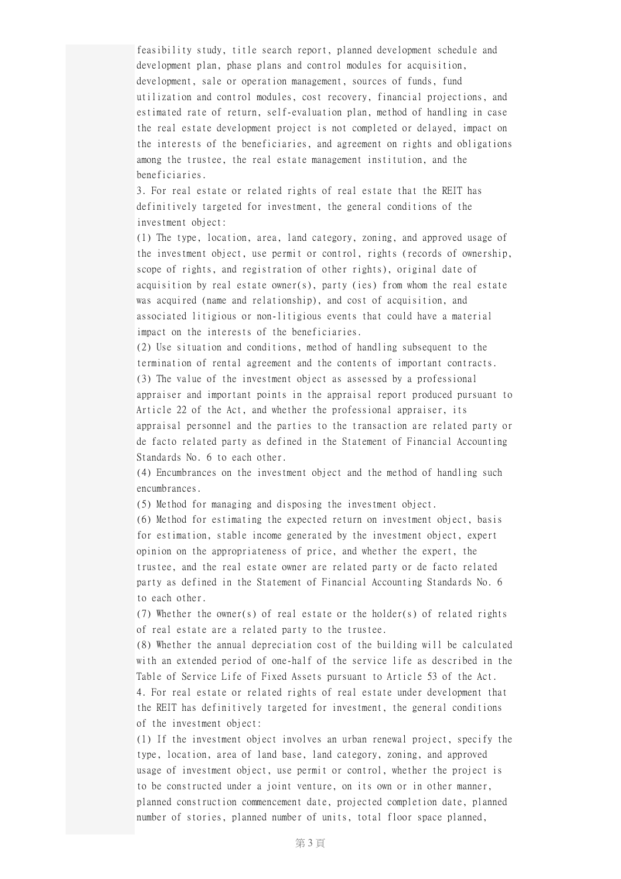feasibility study, title search report, planned development schedule and development plan, phase plans and control modules for acquisition, development, sale or operation management, sources of funds, fund utilization and control modules, cost recovery, financial projections, and estimated rate of return, self-evaluation plan, method of handling in case the real estate development project is not completed or delayed, impact on the interests of the beneficiaries, and agreement on rights and obligations among the trustee, the real estate management institution, and the beneficiaries.

3. For real estate or related rights of real estate that the REIT has definitively targeted for investment, the general conditions of the investment object:

(1) The type, location, area, land category, zoning, and approved usage of the investment object, use permit or control, rights (records of ownership, scope of rights, and registration of other rights), original date of acquisition by real estate owner(s), party (ies) from whom the real estate was acquired (name and relationship), and cost of acquisition, and associated litigious or non-litigious events that could have a material impact on the interests of the beneficiaries.

(2) Use situation and conditions, method of handling subsequent to the termination of rental agreement and the contents of important contracts.

(3) The value of the investment object as assessed by a professional appraiser and important points in the appraisal report produced pursuant to Article 22 of the Act, and whether the professional appraiser, its appraisal personnel and the parties to the transaction are related party or de facto related party as defined in the Statement of Financial Accounting Standards No. 6 to each other.

(4) Encumbrances on the investment object and the method of handling such encumbrances.

(5) Method for managing and disposing the investment object.

(6) Method for estimating the expected return on investment object, basis for estimation, stable income generated by the investment object, expert opinion on the appropriateness of price, and whether the expert, the trustee, and the real estate owner are related party or de facto related party as defined in the Statement of Financial Accounting Standards No. 6 to each other.

(7) Whether the owner(s) of real estate or the holder(s) of related rights of real estate are a related party to the trustee.

(8) Whether the annual depreciation cost of the building will be calculated with an extended period of one-half of the service life as described in the Table of Service Life of Fixed Assets pursuant to Article 53 of the Act.

4. For real estate or related rights of real estate under development that the REIT has definitively targeted for investment, the general conditions of the investment object:

(1) If the investment object involves an urban renewal project, specify the type, location, area of land base, land category, zoning, and approved usage of investment object, use permit or control, whether the project is to be constructed under a joint venture, on its own or in other manner, planned construction commencement date, projected completion date, planned number of stories, planned number of units, total floor space planned,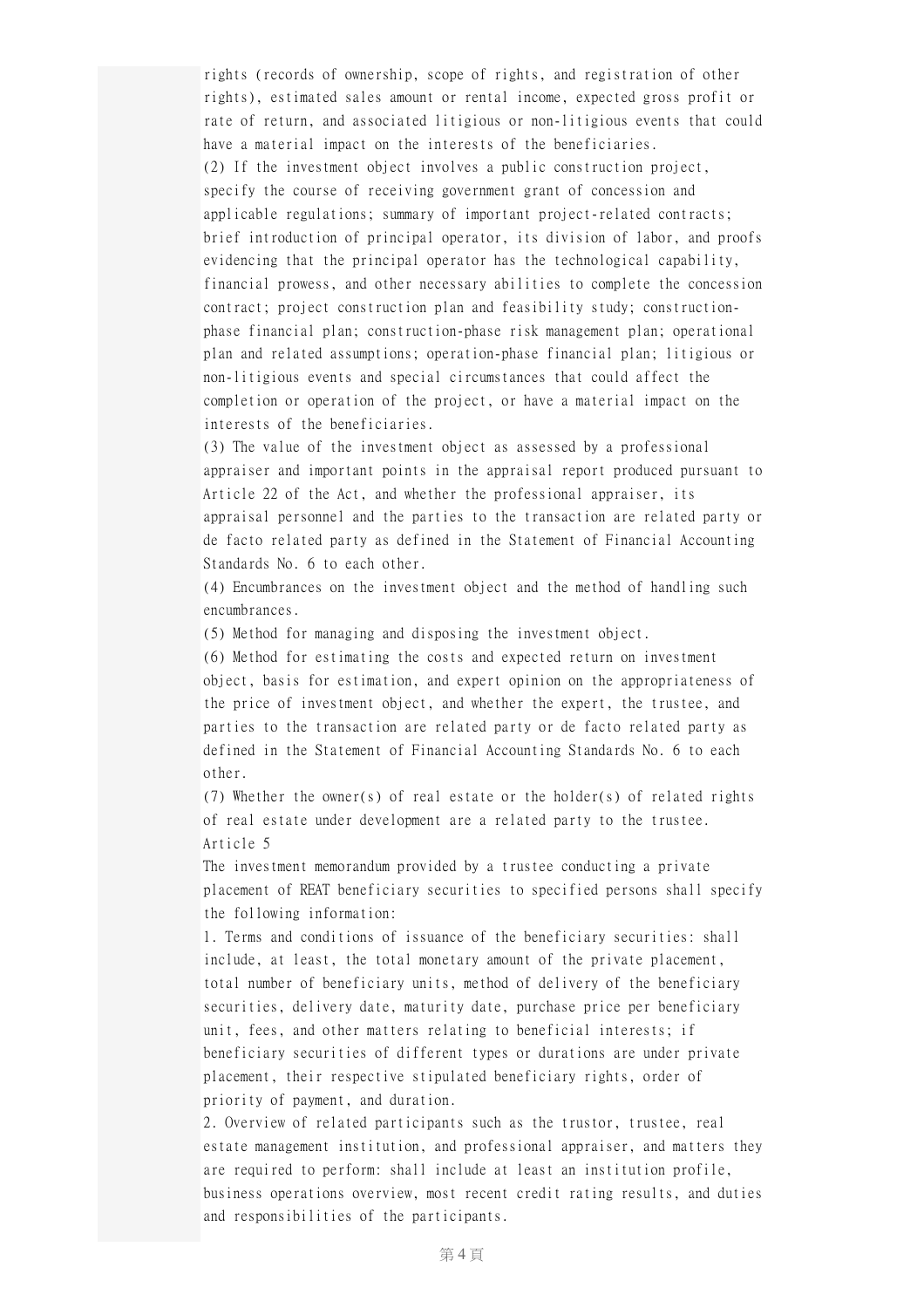rights (records of ownership, scope of rights, and registration of other rights), estimated sales amount or rental income, expected gross profit or rate of return, and associated litigious or non-litigious events that could have a material impact on the interests of the beneficiaries.

(2) If the investment object involves a public construction project, specify the course of receiving government grant of concession and applicable regulations; summary of important project-related contracts; brief introduction of principal operator, its division of labor, and proofs evidencing that the principal operator has the technological capability, financial prowess, and other necessary abilities to complete the concession contract; project construction plan and feasibility study; construction-phase financial plan; construction-phase risk management plan; operational plan and related assumptions; operation-phase financial plan; litigious or non-litigious events and special circumstances that could affect the completion or operation of the project, or have a material impact on the interests of the beneficiaries.

(3) The value of the investment object as assessed by a professional appraiser and important points in the appraisal report produced pursuant to Article 22 of the Act, and whether the professional appraiser, its appraisal personnel and the parties to the transaction are related party or de facto related party as defined in the Statement of Financial Accounting Standards No. 6 to each other.

(4) Encumbrances on the investment object and the method of handling such encumbrances.

(5) Method for managing and disposing the investment object.

(6) Method for estimating the costs and expected return on investment object, basis for estimation, and expert opinion on the appropriateness of the price of investment object, and whether the expert, the trustee, and parties to the transaction are related party or de facto related party as defined in the Statement of Financial Accounting Standards No. 6 to each other.

(7) Whether the owner(s) of real estate or the holder(s) of related rights of real estate under development are a related party to the trustee.

Article 5

The investment memorandum provided by a trustee conducting a private placement of REAT beneficiary securities to specified persons shall specify the following information:

1. Terms and conditions of issuance of the beneficiary securities: shall include, at least, the total monetary amount of the private placement, total number of beneficiary units, method of delivery of the beneficiary securities, delivery date, maturity date, purchase price per beneficiary unit, fees, and other matters relating to beneficial interests; if beneficiary securities of different types or durations are under private placement, their respective stipulated beneficiary rights, order of priority of payment, and duration.

2. Overview of related participants such as the trustor, trustee, real estate management institution, and professional appraiser, and matters they are required to perform: shall include at least an institution profile, business operations overview, most recent credit rating results, and duties and responsibilities of the participants.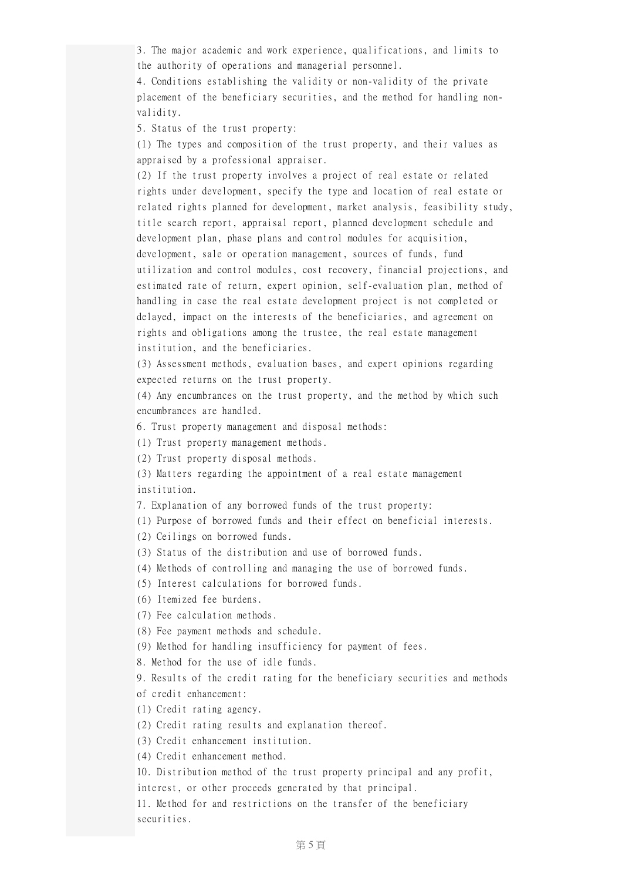3. The major academic and work experience, qualifications, and limits to the authority of operations and managerial personnel.

4. Conditions establishing the validity or non-validity of the private placement of the beneficiary securities, and the method for handling non-validity.

5. Status of the trust property:

(1) The types and composition of the trust property, and their values as appraised by a professional appraiser.

(2) If the trust property involves a project of real estate or related rights under development, specify the type and location of real estate or related rights planned for development, market analysis, feasibility study, title search report, appraisal report, planned development schedule and development plan, phase plans and control modules for acquisition, development, sale or operation management, sources of funds, fund utilization and control modules, cost recovery, financial projections, and estimated rate of return, expert opinion, self-evaluation plan, method of handling in case the real estate development project is not completed or delayed, impact on the interests of the beneficiaries, and agreement on rights and obligations among the trustee, the real estate management institution, and the beneficiaries.

(3) Assessment methods, evaluation bases, and expert opinions regarding expected returns on the trust property.

(4) Any encumbrances on the trust property, and the method by which such encumbrances are handled.

6. Trust property management and disposal methods:

(1) Trust property management methods.

(2) Trust property disposal methods.

(3) Matters regarding the appointment of a real estate management institution.

7. Explanation of any borrowed funds of the trust property:

(1) Purpose of borrowed funds and their effect on beneficial interests.

(2) Ceilings on borrowed funds.

(3) Status of the distribution and use of borrowed funds.

(4) Methods of controlling and managing the use of borrowed funds.

(5) Interest calculations for borrowed funds.

(6) Itemized fee burdens.

(7) Fee calculation methods.

(8) Fee payment methods and schedule.

(9) Method for handling insufficiency for payment of fees.

8. Method for the use of idle funds.

9. Results of the credit rating for the beneficiary securities and methods of credit enhancement:

(1) Credit rating agency.

(2) Credit rating results and explanation thereof.

(3) Credit enhancement institution.

(4) Credit enhancement method.

10. Distribution method of the trust property principal and any profit, interest, or other proceeds generated by that principal.

11. Method for and restrictions on the transfer of the beneficiary securities.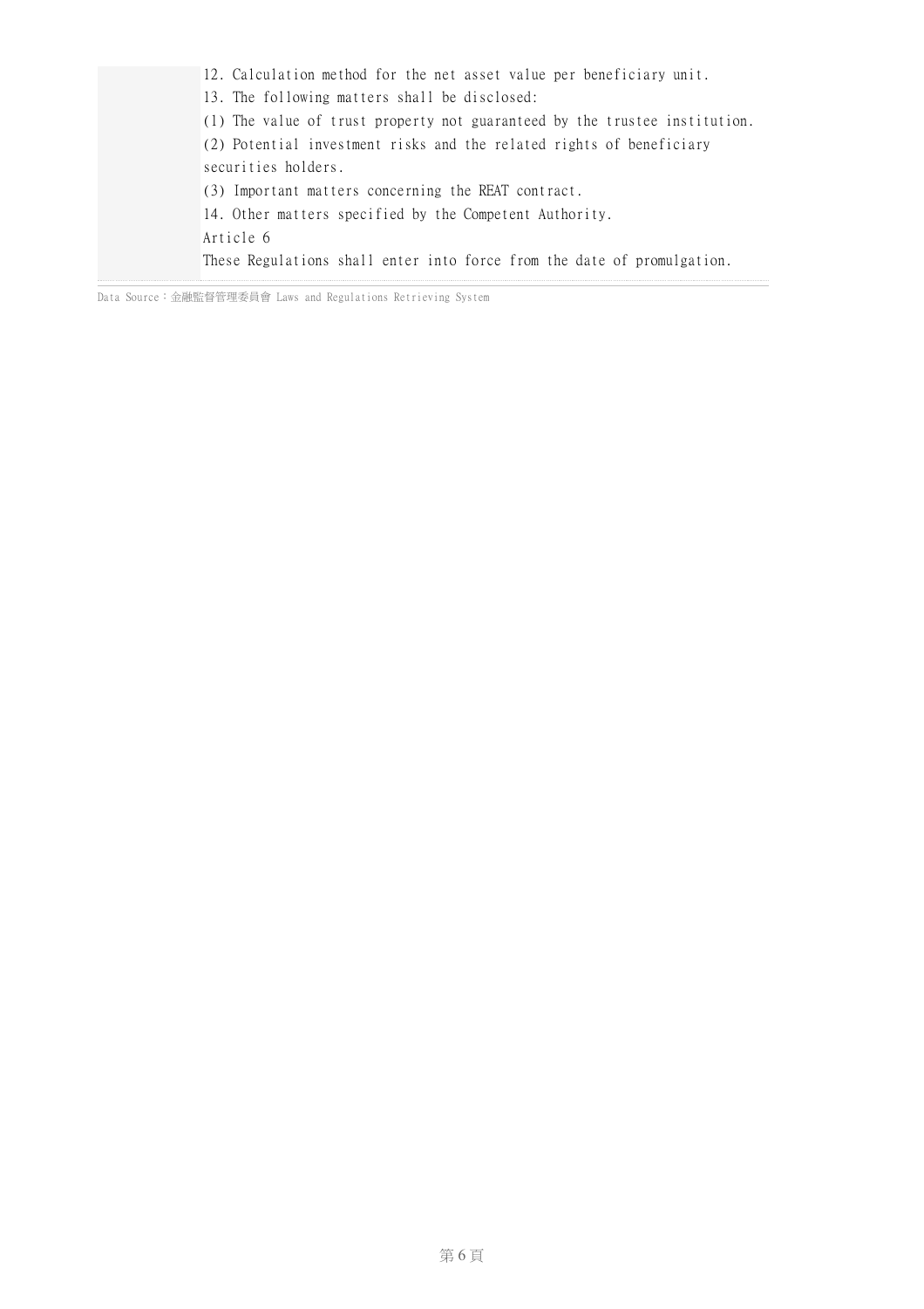12. Calculation method for the net asset value per beneficiary unit.

13. The following matters shall be disclosed:

(1) The value of trust property not guaranteed by the trustee institution.

(2) Potential investment risks and the related rights of beneficiary securities holders.

(3) Important matters concerning the REAT contract.

14. Other matters specified by the Competent Authority.

Article 6

These Regulations shall enter into force from the date of promulgation.

Data Source：金融監督管理委員會 Laws and Regulations Retrieving System